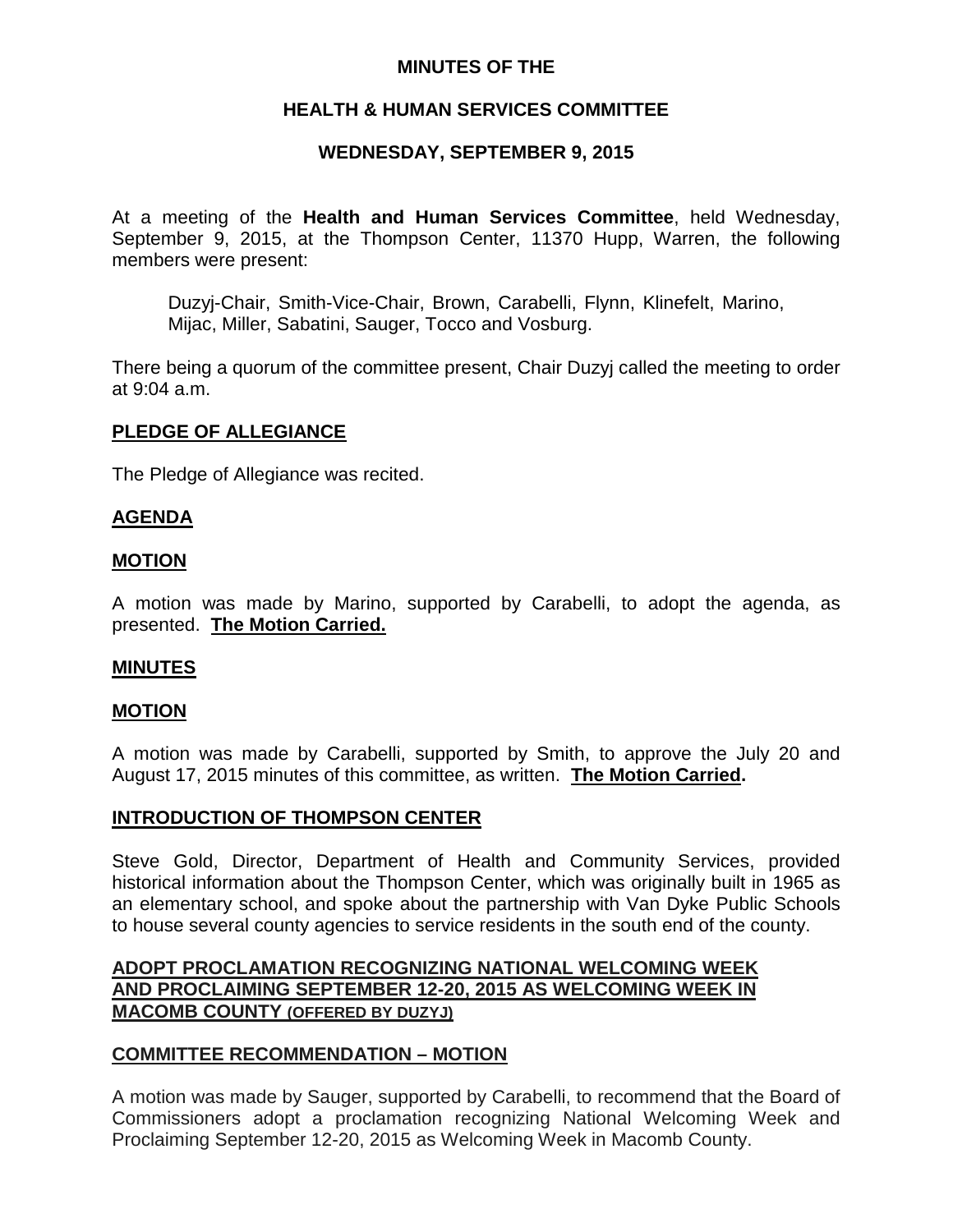# MINUTES OF THE

## HEALTH & HUMAN SERVICES COMMITTEE

### WEDNESDAY, SEPTEMBER 9, 2015

At a meeting of the **Health and Human Services Committee**, held Wednesday, September 9, 2015, at the Thompson Center, 11370 Hupp, Warren, the following members were present:

Duzyj-Chair, Smith-Vice-Chair, Brown, Carabelli, Flynn, Klinefelt, Marino, Mijac, Miller, Sabatini, Sauger, Tocco and Vosburg.

There being a quorum of the committee present, Chair Duzyj called the meeting to order at 9:04 a.m.

**PLEDGE OF ALLEGIANCE**

The Pledge of Allegiance was recited.

**AGENDA**

**MOTION**

A motion was made by Marino, supported by Carabelli, to adopt the agenda, as presented. **The Motion Carried.**

**MINUTES**

**MOTION**

A motion was made by Carabelli, supported by Smith, to approve the July 20 and August 17, 2015 minutes of this committee, as written. **The Motion Carried.**

**INTRODUCTION OF THOMPSON CENTER**

Steve Gold, Director, Department of Health and Community Services, provided historical information about the Thompson Center, which was originally built in 1965 as an elementary school, and spoke about the partnership with Van Dyke Public Schools to house several county agencies to service residents in the south end of the county.

**ADOPT PROCLAMATION RECOGNIZING NATIONAL WELCOMING WEEK AND PROCLAIMING SEPTEMBER 12-20, 2015 AS WELCOMING WEEK IN MACOMB COUNTY (OFFERED BY DUZYJ)**

**COMMITTEE RECOMMENDATION – MOTION**

A motion was made by Sauger, supported by Carabelli, to recommend that the Board of Commissioners adopt a proclamation recognizing National Welcoming Week and Proclaiming September 12-20, 2015 as Welcoming Week in Macomb County.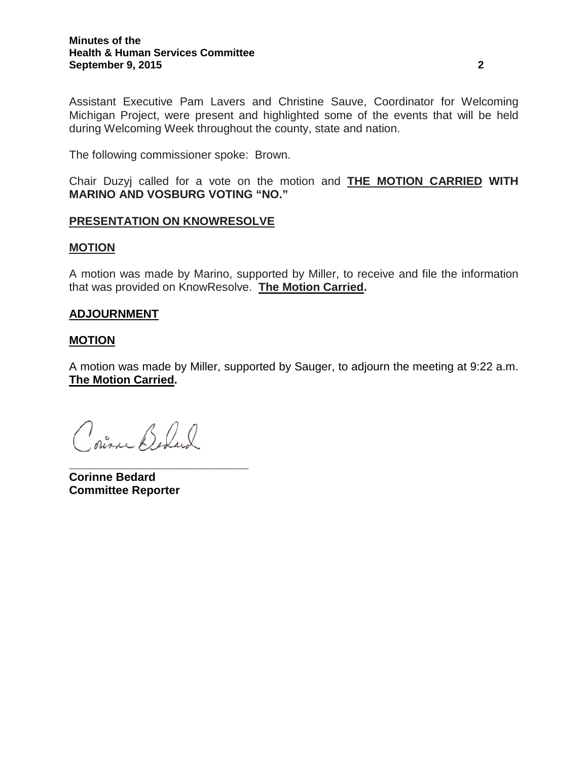Assistant Executive Pam Lavers and Christine Sauve, Coordinator for Welcoming Michigan Project, were present and highlighted some of the events that will be held during Welcoming Week throughout the county, state and nation.

The following commissioner spoke: Brown.

Chair Duzyj called for a vote on the motion and **THE MOTION CARRIED WITH MARINO AND VOSBURG VOTING "NO."**

## PRESENTATION ON KNOWRESOLVE

### MOTION

A motion was made by Marino, supported by Miller, to receive and file the information that was provided on KnowResolve. **The Motion Carried.**

## ADJOURNMENT

### MOTION

A motion was made by Miller, supported by Sauger, to adjourn the meeting at 9:22 a.m. **The Motion Carried.**

Corinne Bedard

\_\_\_\_\_\_\_\_\_\_\_\_\_\_\_\_\_\_\_\_\_\_\_\_\_\_\_\_\_\_

**Corinne Bedard**
**Committee Reporter**